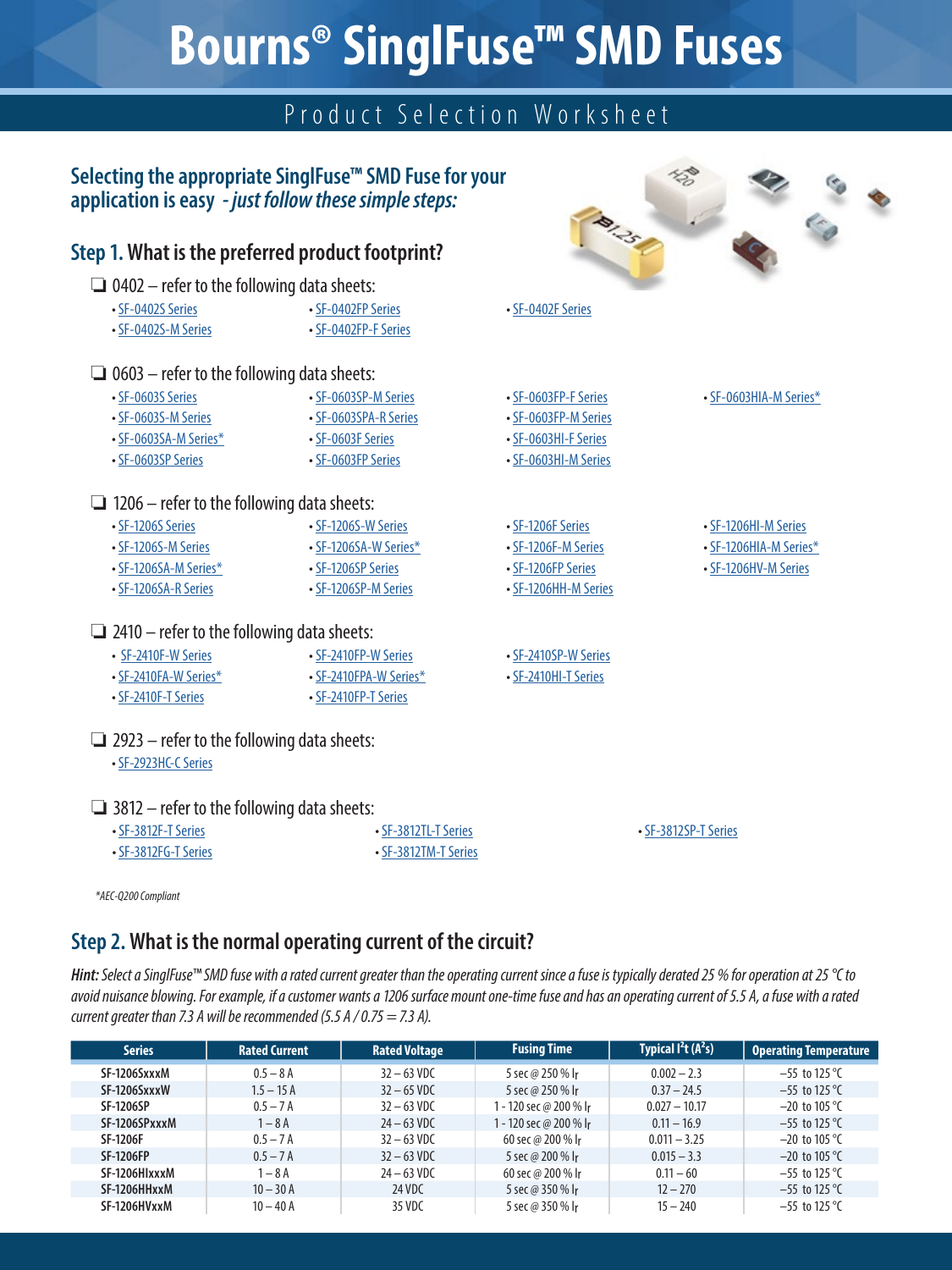# Bourns® SinglFuse™ SMD Fuses

## Product Selection Worksheet

**Selecting the appropriate SinglFuse™ SMD Fuse for your application is easy** *- just follow these simple steps:*

## Step 1. What is the preferred product footprint?

❑ 0402 – refer to the following data sheets:

- SF-0402S Series
- SF-0402S-M Series
- SF-0402FP Series
- SF-0402FP-F Series
- SF-0402F Series

❑ 0603 – refer to the following data sheets:

- SF-0603S Series
- SF-0603S-M Series
- SF-0603SA-M Series*
- SF-0603SP Series
- SF-0603SP-M Series
- SF-0603SPA-R Series
- SF-0603F Series
- SF-0603FP Series
- SF-0603FP-F Series
- SF-0603FP-M Series
- SF-0603HI-F Series
- SF-0603HI-M Series
- SF-0603HIA-M Series*

❑ 1206 – refer to the following data sheets:

- SF-1206S Series
- SF-1206S-M Series
- SF-1206SA-M Series*
- SF-1206SA-R Series
- SF-1206S-W Series
- SF-1206SA-W Series*
- SF-1206SP Series
- SF-1206SP-M Series
- SF-1206F Series
- SF-1206F-M Series
- SF-1206FP Series
- SF-1206HH-M Series
- SF-1206HI-M Series
- SF-1206HIA-M Series*
- SF-1206HV-M Series

❑ 2410 – refer to the following data sheets:

- SF-2410F-W Series
- SF-2410FA-W Series*
- SF-2410F-T Series
- SF-2410FP-W Series
- SF-2410FPA-W Series*
- SF-2410FP-T Series
- SF-2410SP-W Series
- SF-2410HI-T Series

❑ 2923 – refer to the following data sheets:

- SF-2923HC-C Series

❑ 3812 – refer to the following data sheets:

- SF-3812F-T Series
- SF-3812FG-T Series
- SF-3812TL-T Series
- SF-3812TM-T Series
- SF-3812SP-T Series

*\*AEC-Q200 Compliant*

## Step 2. What is the normal operating current of the circuit?

***Hint:*** *Select a SinglFuse™ SMD fuse with a rated current greater than the operating current since a fuse is typically derated 25 % for operation at 25 °C to avoid nuisance blowing. For example, if a customer wants a 1206 surface mount one-time fuse and has an operating current of 5.5 A, a fuse with a rated current greater than 7.3 A will be recommended (5.5 A / 0.75 = 7.3 A).*

| Series | Rated Current | Rated Voltage | Fusing Time | Typical $I^2t$ ($A^2s$) | Operating Temperature |
|---|---|---|---|---|---|
| SF-1206SxxxM | 0.5 – 8 A | 32 – 63 VDC | 5 sec @ 250 % $I_r$ | 0.002 – 2.3 | –55 to 125 °C |
| SF-1206SxxxW | 1.5 – 15 A | 32 – 65 VDC | 5 sec @ 250 % $I_r$ | 0.37 – 24.5 | –55 to 125 °C |
| SF-1206SP | 0.5 – 7 A | 32 – 63 VDC | 1 - 120 sec @ 200 % $I_r$ | 0.027 – 10.17 | –20 to 105 °C |
| SF-1206SPxxxM | 1 – 8 A | 24 – 63 VDC | 1 - 120 sec @ 200 % $I_r$ | 0.11 – 16.9 | –55 to 125 °C |
| SF-1206F | 0.5 – 7 A | 32 – 63 VDC | 60 sec @ 200 % $I_r$ | 0.011 – 3.25 | –20 to 105 °C |
| SF-1206FP | 0.5 – 7 A | 32 – 63 VDC | 5 sec @ 200 % $I_r$ | 0.015 – 3.3 | –20 to 105 °C |
| SF-1206HIxxxM | 1 – 8 A | 24 – 63 VDC | 60 sec @ 200 % $I_r$ | 0.11 – 60 | –55 to 125 °C |
| SF-1206HHxxM | 10 – 30 A | 24 VDC | 5 sec @ 350 % $I_r$ | 12 – 270 | –55 to 125 °C |
| SF-1206HVxxM | 10 – 40 A | 35 VDC | 5 sec @ 350 % $I_r$ | 15 – 240 | –55 to 125 °C |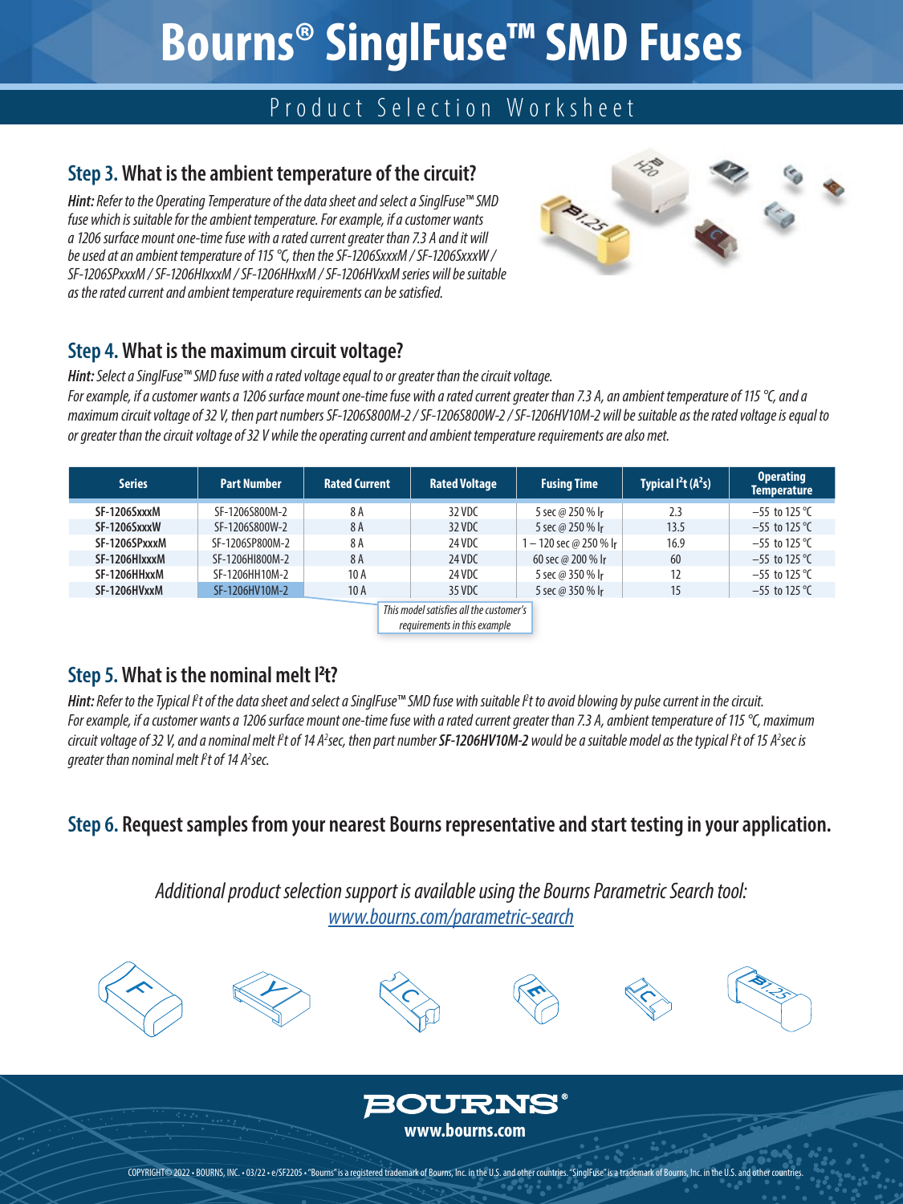# Bourns® SinglFuse™ SMD Fuses

## Product Selection Worksheet

### Step 3. What is the ambient temperature of the circuit?

*Hint: Refer to the Operating Temperature of the data sheet and select a SinglFuse™ SMD fuse which is suitable for the ambient temperature. For example, if a customer wants a 1206 surface mount one-time fuse with a rated current greater than 7.3 A and it will be used at an ambient temperature of 115 °C, then the SF-1206SxxxM / SF-1206SxxxW / SF-1206SPxxxM / SF-1206HIxxxM / SF-1206HHxxM / SF-1206HVxxM series will be suitable as the rated current and ambient temperature requirements can be satisfied.*

### Step 4. What is the maximum circuit voltage?

*Hint: Select a SinglFuse™ SMD fuse with a rated voltage equal to or greater than the circuit voltage.*
*For example, if a customer wants a 1206 surface mount one-time fuse with a rated current greater than 7.3 A, an ambient temperature of 115 °C, and a maximum circuit voltage of 32 V, then part numbers SF-1206S800M-2 / SF-1206S800W-2 / SF-1206HV10M-2 will be suitable as the rated voltage is equal to or greater than the circuit voltage of 32 V while the operating current and ambient temperature requirements are also met.*

| Series | Part Number | Rated Current | Rated Voltage | Fusing Time | Typical $I^2t$ ($A^2s$) | Operating Temperature |
|---|---|---|---|---|---|---|
| SF-1206SxxxM | SF-1206S800M-2 | 8 A | 32 VDC | 5 sec @ 250 % $I_r$ | 2.3 | −55 to 125 °C |
| SF-1206SxxxW | SF-1206S800W-2 | 8 A | 32 VDC | 5 sec @ 250 % $I_r$ | 13.5 | −55 to 125 °C |
| SF-1206SPxxxM | SF-1206SP800M-2 | 8 A | 24 VDC | 1 – 120 sec @ 250 % $I_r$ | 16.9 | −55 to 125 °C |
| SF-1206HIxxxM | SF-1206HI800M-2 | 8 A | 24 VDC | 60 sec @ 200 % $I_r$ | 60 | −55 to 125 °C |
| SF-1206HHxxM | SF-1206HH10M-2 | 10 A | 24 VDC | 5 sec @ 350 % $I_r$ | 12 | −55 to 125 °C |
| SF-1206HVxxM | SF-1206HV10M-2 | 10 A | 35 VDC | 5 sec @ 350 % $I_r$ | 15 | −55 to 125 °C |

*This model satisfies all the customer's requirements in this example*

### Step 5. What is the nominal melt $I^2t$?

*Hint: Refer to the Typical $I^2t$ of the data sheet and select a SinglFuse™ SMD fuse with suitable $I^2t$ to avoid blowing by pulse current in the circuit. For example, if a customer wants a 1206 surface mount one-time fuse with a rated current greater than 7.3 A, ambient temperature of 115 °C, maximum circuit voltage of 32 V, and a nominal melt $I^2t$ of 14 $A^2$sec, then part number* ***SF-1206HV10M-2*** *would be a suitable model as the typical $I^2t$ of 15 $A^2$sec is greater than nominal melt $I^2t$ of 14 $A^2$sec.*

### Step 6. Request samples from your nearest Bourns representative and start testing in your application.

*Additional product selection support is available using the Bourns Parametric Search tool:*
*www.bourns.com/parametric-search*

BOURNS®
www.bourns.com

COPYRIGHT© 2022 • BOURNS, INC. • 03/22 • e/SF2205 • "Bourns" is a registered trademark of Bourns, Inc. in the U.S. and other countries. "SinglFuse" is a trademark of Bourns, Inc. in the U.S. and other countries.